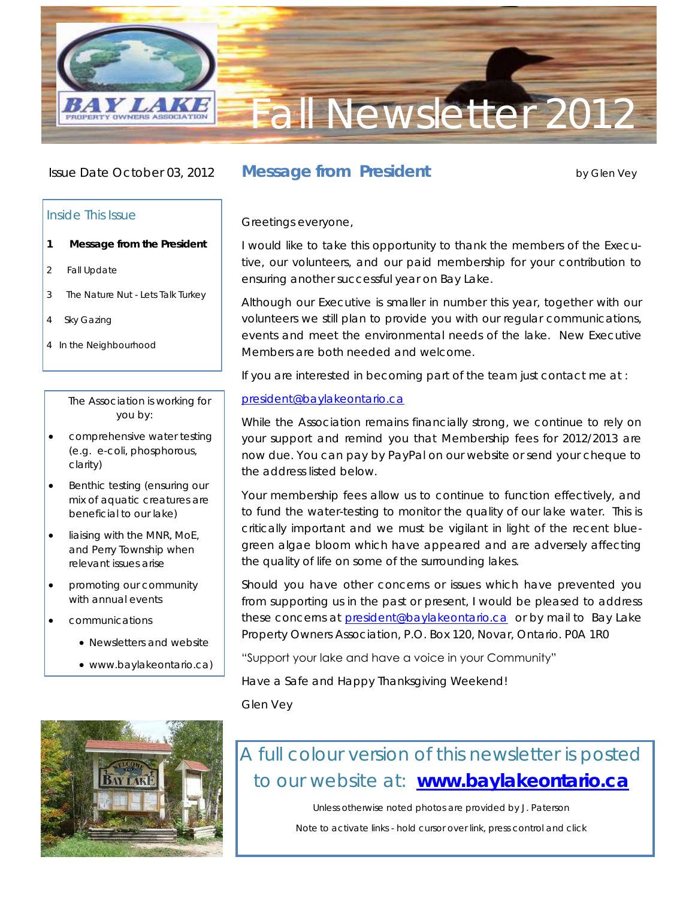# Fall Newsletter 2012

BAY LAKE PROPERTY OWNERS ASSOCIATION

Issue Date October 03, 2012

## Inside This Issue

1. **Message from the President**
2. Fall Update
3. The Nature Nut - Lets Talk Turkey
4. Sky Gazing
4. In the Neighbourhood

The Association is working for you by:

- comprehensive water testing (e.g. e-coli, phosphorous, clarity)
- Benthic testing (ensuring our mix of aquatic creatures are beneficial to our lake)
- liaising with the MNR, MoE, and Perry Township when relevant issues arise
- promoting our community with annual events
- communications
  - Newsletters and website
  - www.baylakeontario.ca)

## Message from President

by Glen Vey

Greetings everyone,

I would like to take this opportunity to thank the members of the Executive, our volunteers, and our paid membership for your contribution to ensuring another successful year on Bay Lake.

Although our Executive is smaller in number this year, together with our volunteers we still plan to provide you with our regular communications, events and meet the environmental needs of the lake. New Executive Members are both needed and welcome.

If you are interested in becoming part of the team just contact me at :

president@baylakeontario.ca

While the Association remains financially strong, we continue to rely on your support and remind you that Membership fees for 2012/2013 are now due. You can pay by PayPal on our website or send your cheque to the address listed below.

Your membership fees allow us to continue to function effectively, and to fund the water-testing to monitor the quality of our lake water. This is critically important and we must be vigilant in light of the recent blue-green algae bloom which have appeared and are adversely affecting the quality of life on some of the surrounding lakes.

Should you have other concerns or issues which have prevented you from supporting us in the past or present, I would be pleased to address these concerns at president@baylakeontario.ca or by mail to Bay Lake Property Owners Association, P.O. Box 120, Novar, Ontario. P0A 1R0

"Support your lake and have a voice in your Community"

Have a Safe and Happy Thanksgiving Weekend!

Glen Vey

A full colour version of this newsletter is posted to our website at: **www.baylakeontario.ca**

Unless otherwise noted photos are provided by J. Paterson

Note to activate links - hold cursor over link, press control and click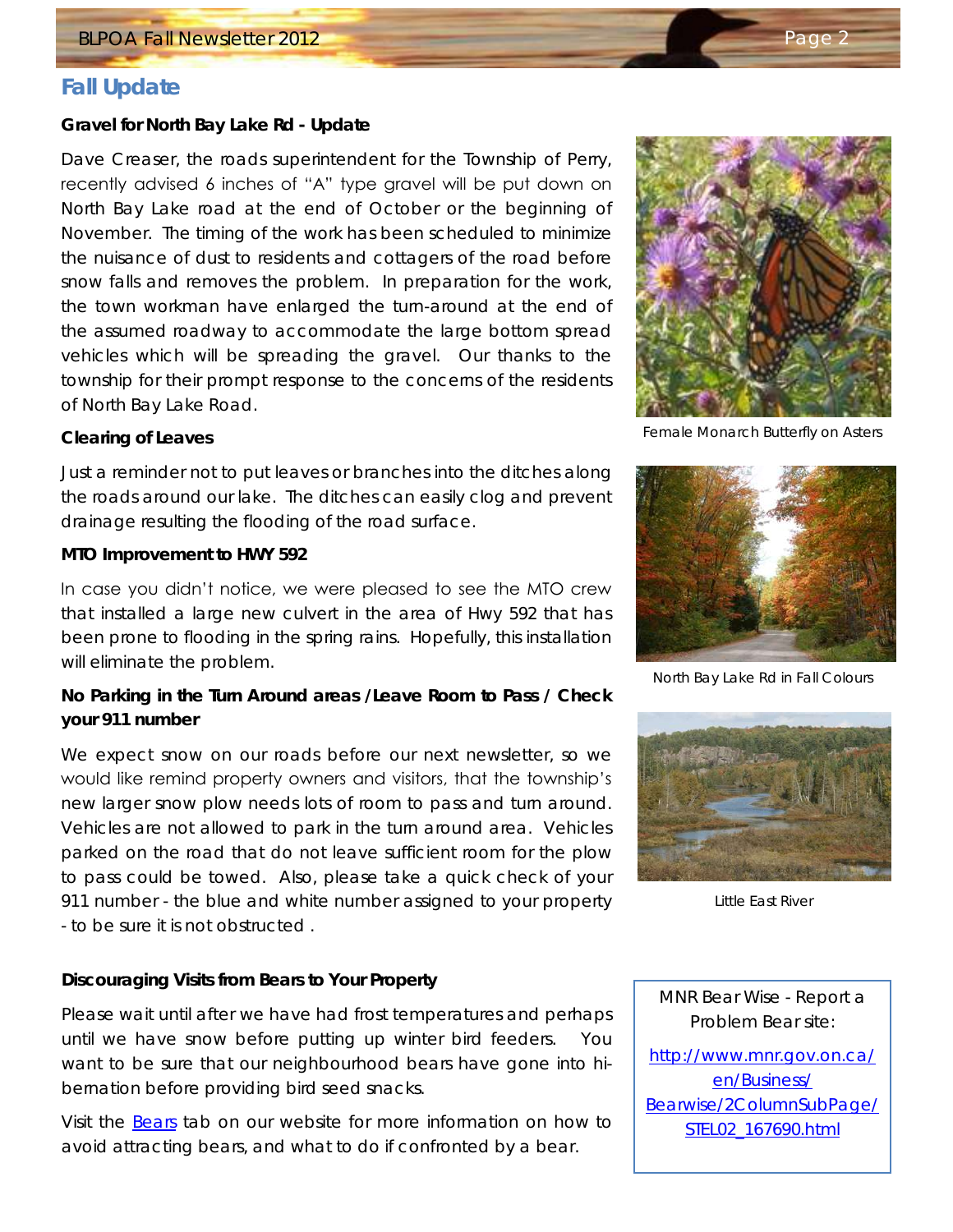## Fall Update

**Gravel for North Bay Lake Rd - Update**

Dave Creaser, the roads superintendent for the Township of Perry, recently advised 6 inches of "A" type gravel will be put down on North Bay Lake road at the end of October or the beginning of November. The timing of the work has been scheduled to minimize the nuisance of dust to residents and cottagers of the road before snow falls and removes the problem. In preparation for the work, the town workman have enlarged the turn-around at the end of the assumed roadway to accommodate the large bottom spread vehicles which will be spreading the gravel. Our thanks to the township for their prompt response to the concerns of the residents of North Bay Lake Road.

**Clearing of Leaves**

Just a reminder not to put leaves or branches into the ditches along the roads around our lake. The ditches can easily clog and prevent drainage resulting the flooding of the road surface.

**MTO Improvement to HWY 592**

In case you didn't notice, we were pleased to see the MTO crew that installed a large new culvert in the area of Hwy 592 that has been prone to flooding in the spring rains. Hopefully, this installation will eliminate the problem.

**No Parking in the Turn Around areas /Leave Room to Pass / Check your 911 number**

We expect snow on our roads before our next newsletter, so we would like remind property owners and visitors, that the township's new larger snow plow needs lots of room to pass and turn around. Vehicles are not allowed to park in the turn around area. Vehicles parked on the road that do not leave sufficient room for the plow to pass could be towed. Also, please take a quick check of your 911 number - the blue and white number assigned to your property - to be sure it is not obstructed .

Female Monarch Butterfly on Asters

North Bay Lake Rd in Fall Colours

Little East River

**Discouraging Visits from Bears to Your Property**

Please wait until after we have had frost temperatures and perhaps until we have snow before putting up winter bird feeders. You want to be sure that our neighbourhood bears have gone into hibernation before providing bird seed snacks.

Visit the [Bears] tab on our website for more information on how to avoid attracting bears, and what to do if confronted by a bear.

MNR Bear Wise - Report a Problem Bear site:

http://www.mnr.gov.on.ca/en/Business/Bearwise/2ColumnSubPage/STEL02_167690.html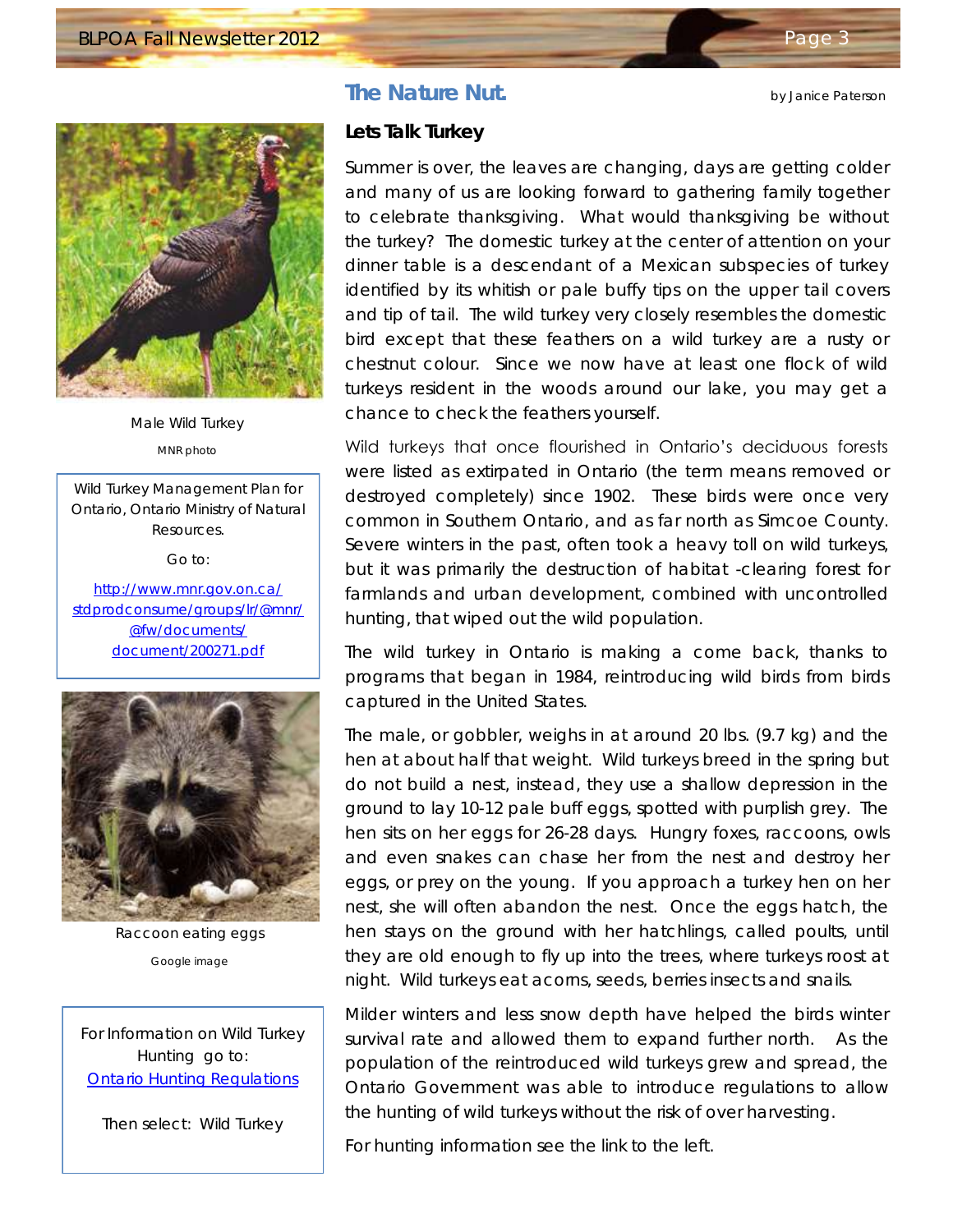## The Nature Nut

by Janice Paterson

### Lets Talk Turkey

Summer is over, the leaves are changing, days are getting colder and many of us are looking forward to gathering family together to celebrate thanksgiving. What would thanksgiving be without the turkey? The domestic turkey at the center of attention on your dinner table is a descendant of a Mexican subspecies of turkey identified by its whitish or pale buffy tips on the upper tail covers and tip of tail. The wild turkey very closely resembles the domestic bird except that these feathers on a wild turkey are a rusty or chestnut colour. Since we now have at least one flock of wild turkeys resident in the woods around our lake, you may get a chance to check the feathers yourself.

Wild turkeys that once flourished in Ontario's deciduous forests were listed as extirpated in Ontario (the term means removed or destroyed completely) since 1902. These birds were once very common in Southern Ontario, and as far north as Simcoe County. Severe winters in the past, often took a heavy toll on wild turkeys, but it was primarily the destruction of habitat -clearing forest for farmlands and urban development, combined with uncontrolled hunting, that wiped out the wild population.

The wild turkey in Ontario is making a come back, thanks to programs that began in 1984, reintroducing wild birds from birds captured in the United States.

The male, or gobbler, weighs in at around 20 lbs. (9.7 kg) and the hen at about half that weight. Wild turkeys breed in the spring but do not build a nest, instead, they use a shallow depression in the ground to lay 10-12 pale buff eggs, spotted with purplish grey. The hen sits on her eggs for 26-28 days. Hungry foxes, raccoons, owls and even snakes can chase her from the nest and destroy her eggs, or prey on the young. If you approach a turkey hen on her nest, she will often abandon the nest. Once the eggs hatch, the hen stays on the ground with her hatchlings, called poults, until they are old enough to fly up into the trees, where turkeys roost at night. Wild turkeys eat acorns, seeds, berries insects and snails.

Milder winters and less snow depth have helped the birds winter survival rate and allowed them to expand further north. As the population of the reintroduced wild turkeys grew and spread, the Ontario Government was able to introduce regulations to allow the hunting of wild turkeys without the risk of over harvesting.

For hunting information see the link to the left.

Male Wild Turkey

MNR photo

Wild Turkey Management Plan for Ontario, Ontario Ministry of Natural Resources.

Go to:

[http://www.mnr.gov.on.ca/stdprodconsume/groups/lr/@mnr/@fw/documents/document/200271.pdf](http://www.mnr.gov.on.ca/stdprodconsume/groups/lr/@mnr/@fw/documents/document/200271.pdf)

Raccoon eating eggs

Google image

For Information on Wild Turkey Hunting go to:
[Ontario Hunting Regulations]()

Then select: Wild Turkey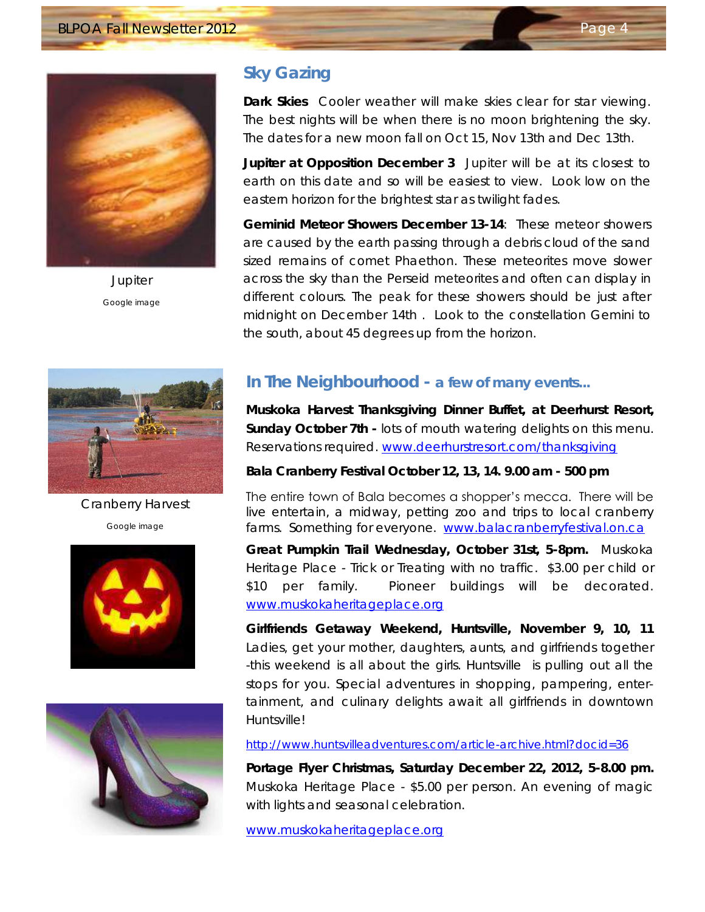## Sky Gazing

**Dark Skies** Cooler weather will make skies clear for star viewing. The best nights will be when there is no moon brightening the sky. The dates for a new moon fall on Oct 15, Nov 13th and Dec 13th.

**Jupiter at Opposition December 3** Jupiter will be at its closest to earth on this date and so will be easiest to view. Look low on the eastern horizon for the brightest star as twilight fades.

**Geminid Meteor Showers December 13-14**: These meteor showers are caused by the earth passing through a debris cloud of the sand sized remains of comet Phaethon. These meteorites move slower across the sky than the Perseid meteorites and often can display in different colours. The peak for these showers should be just after midnight on December 14th . Look to the constellation Gemini to the south, about 45 degrees up from the horizon.

Jupiter

Google image

## In The Neighbourhood - a few of many events...

**Muskoka Harvest Thanksgiving Dinner Buffet, at Deerhurst Resort, Sunday October 7th -** lots of mouth watering delights on this menu. Reservations required. www.deerhurstresort.com/thanksgiving

**Bala Cranberry Festival October 12, 13, 14. 9.00 am - 500 pm**

The entire town of Bala becomes a shopper's mecca. There will be live entertain, a midway, petting zoo and trips to local cranberry farms. Something for everyone. www.balacranberryfestival.on.ca

Cranberry Harvest

Google image

**Great Pumpkin Trail Wednesday, October 31st, 5-8pm.** Muskoka Heritage Place - Trick or Treating with no traffic. $3.00 per child or $10 per family. Pioneer buildings will be decorated. www.muskokaheritageplace.org

**Girlfriends Getaway Weekend, Huntsville, November 9, 10, 11** Ladies, get your mother, daughters, aunts, and girlfriends together -this weekend is all about the girls. Huntsville is pulling out all the stops for you. Special adventures in shopping, pampering, entertainment, and culinary delights await all girlfriends in downtown Huntsville!

http://www.huntsvilleadventures.com/article-archive.html?docid=36

**Portage Flyer Christmas, Saturday December 22, 2012, 5-8.00 pm.** Muskoka Heritage Place - $5.00 per person. An evening of magic with lights and seasonal celebration.

www.muskokaheritageplace.org